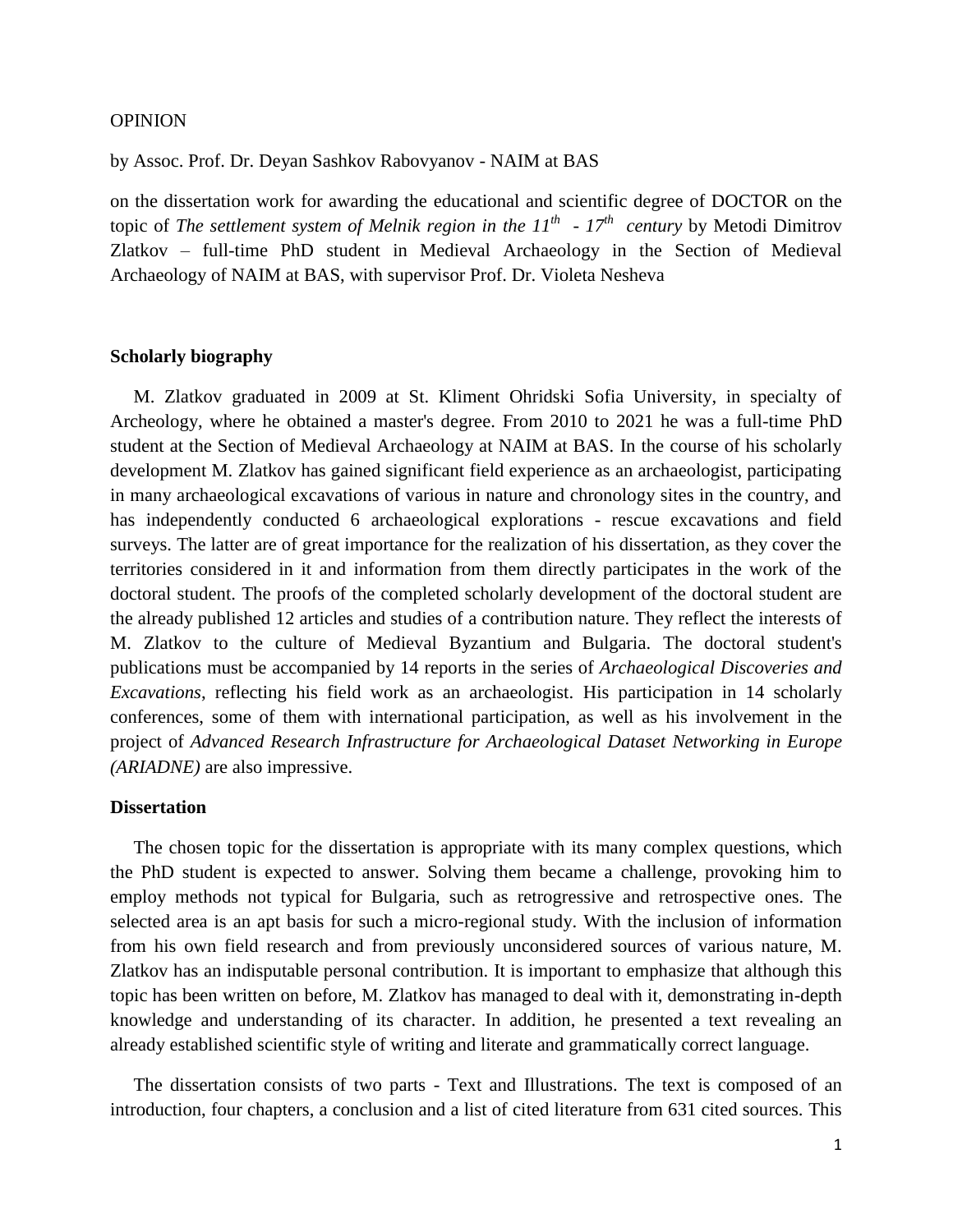OPINION

by Assoc. Prof. Dr. Deyan Sashkov Rabovyanov - NAIM at BAS

on the dissertation work for awarding the educational and scientific degree of DOCTOR on the topic of *The settlement system of Melnik region in the 11$^{th}$ - 17$^{th}$ century* by Metodi Dimitrov Zlatkov – full-time PhD student in Medieval Archaeology in the Section of Medieval Archaeology of NAIM at BAS, with supervisor Prof. Dr. Violeta Nesheva

**Scholarly biography**

M. Zlatkov graduated in 2009 at St. Kliment Ohridski Sofia University, in specialty of Archeology, where he obtained a master's degree. From 2010 to 2021 he was a full-time PhD student at the Section of Medieval Archaeology at NAIM at BAS. In the course of his scholarly development M. Zlatkov has gained significant field experience as an archaeologist, participating in many archaeological excavations of various in nature and chronology sites in the country, and has independently conducted 6 archaeological explorations - rescue excavations and field surveys. The latter are of great importance for the realization of his dissertation, as they cover the territories considered in it and information from them directly participates in the work of the doctoral student. The proofs of the completed scholarly development of the doctoral student are the already published 12 articles and studies of a contribution nature. They reflect the interests of M. Zlatkov to the culture of Medieval Byzantium and Bulgaria. The doctoral student's publications must be accompanied by 14 reports in the series of *Archaeological Discoveries and Excavations*, reflecting his field work as an archaeologist. His participation in 14 scholarly conferences, some of them with international participation, as well as his involvement in the project of *Advanced Research Infrastructure for Archaeological Dataset Networking in Europe (ARIADNE)* are also impressive.

**Dissertation**

The chosen topic for the dissertation is appropriate with its many complex questions, which the PhD student is expected to answer. Solving them became a challenge, provoking him to employ methods not typical for Bulgaria, such as retrogressive and retrospective ones. The selected area is an apt basis for such a micro-regional study. With the inclusion of information from his own field research and from previously unconsidered sources of various nature, M. Zlatkov has an indisputable personal contribution. It is important to emphasize that although this topic has been written on before, M. Zlatkov has managed to deal with it, demonstrating in-depth knowledge and understanding of its character. In addition, he presented a text revealing an already established scientific style of writing and literate and grammatically correct language.

The dissertation consists of two parts - Text and Illustrations. The text is composed of an introduction, four chapters, a conclusion and a list of cited literature from 631 cited sources. This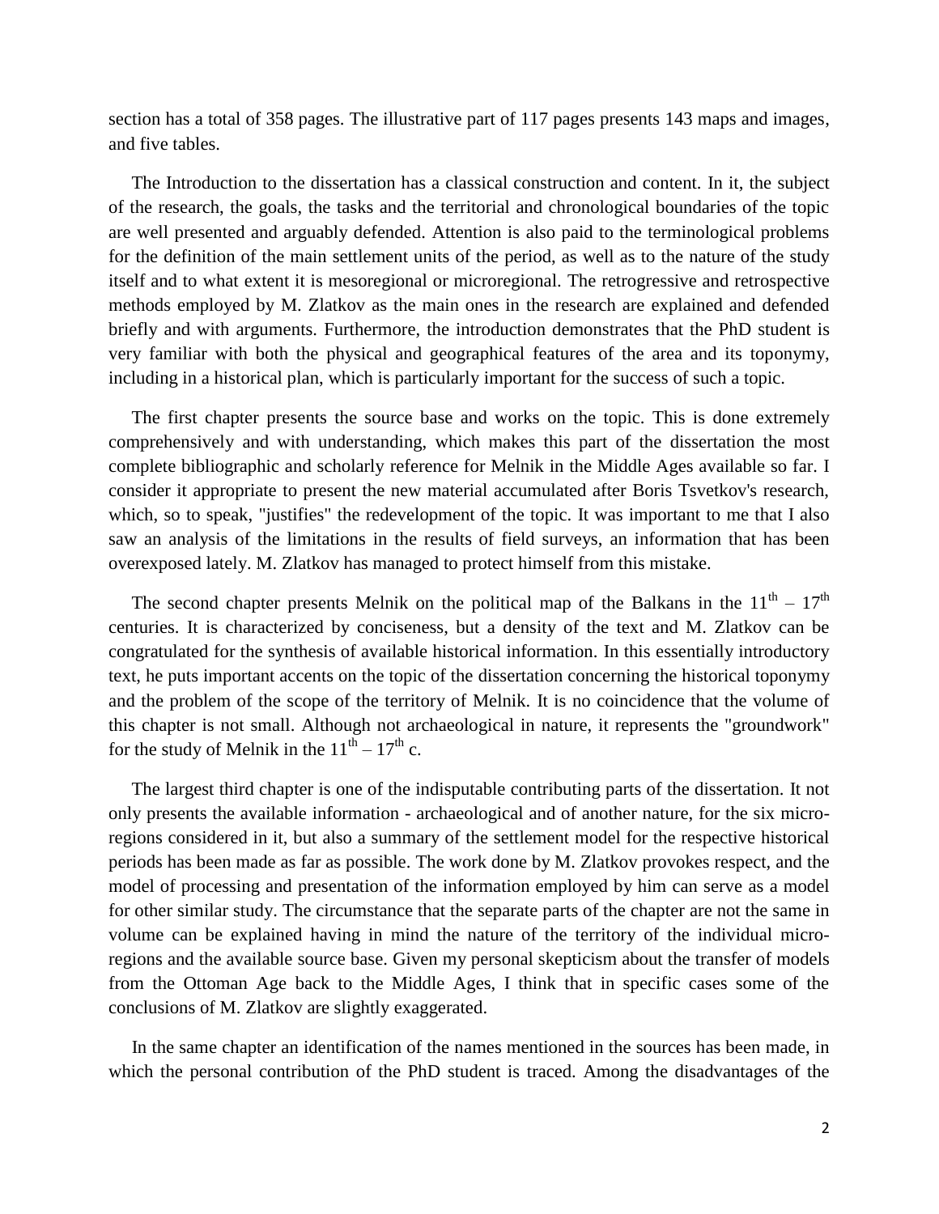section has a total of 358 pages. The illustrative part of 117 pages presents 143 maps and images, and five tables.

The Introduction to the dissertation has a classical construction and content. In it, the subject of the research, the goals, the tasks and the territorial and chronological boundaries of the topic are well presented and arguably defended. Attention is also paid to the terminological problems for the definition of the main settlement units of the period, as well as to the nature of the study itself and to what extent it is mesoregional or microregional. The retrogressive and retrospective methods employed by M. Zlatkov as the main ones in the research are explained and defended briefly and with arguments. Furthermore, the introduction demonstrates that the PhD student is very familiar with both the physical and geographical features of the area and its toponymy, including in a historical plan, which is particularly important for the success of such a topic.

The first chapter presents the source base and works on the topic. This is done extremely comprehensively and with understanding, which makes this part of the dissertation the most complete bibliographic and scholarly reference for Melnik in the Middle Ages available so far. I consider it appropriate to present the new material accumulated after Boris Tsvetkov's research, which, so to speak, "justifies" the redevelopment of the topic. It was important to me that I also saw an analysis of the limitations in the results of field surveys, an information that has been overexposed lately. M. Zlatkov has managed to protect himself from this mistake.

The second chapter presents Melnik on the political map of the Balkans in the $11^{th} – 17^{th}$ centuries. It is characterized by conciseness, but a density of the text and M. Zlatkov can be congratulated for the synthesis of available historical information. In this essentially introductory text, he puts important accents on the topic of the dissertation concerning the historical toponymy and the problem of the scope of the territory of Melnik. It is no coincidence that the volume of this chapter is not small. Although not archaeological in nature, it represents the "groundwork" for the study of Melnik in the $11^{th} – 17^{th}$ c.

The largest third chapter is one of the indisputable contributing parts of the dissertation. It not only presents the available information - archaeological and of another nature, for the six micro-regions considered in it, but also a summary of the settlement model for the respective historical periods has been made as far as possible. The work done by M. Zlatkov provokes respect, and the model of processing and presentation of the information employed by him can serve as a model for other similar study. The circumstance that the separate parts of the chapter are not the same in volume can be explained having in mind the nature of the territory of the individual micro-regions and the available source base. Given my personal skepticism about the transfer of models from the Ottoman Age back to the Middle Ages, I think that in specific cases some of the conclusions of M. Zlatkov are slightly exaggerated.

In the same chapter an identification of the names mentioned in the sources has been made, in which the personal contribution of the PhD student is traced. Among the disadvantages of the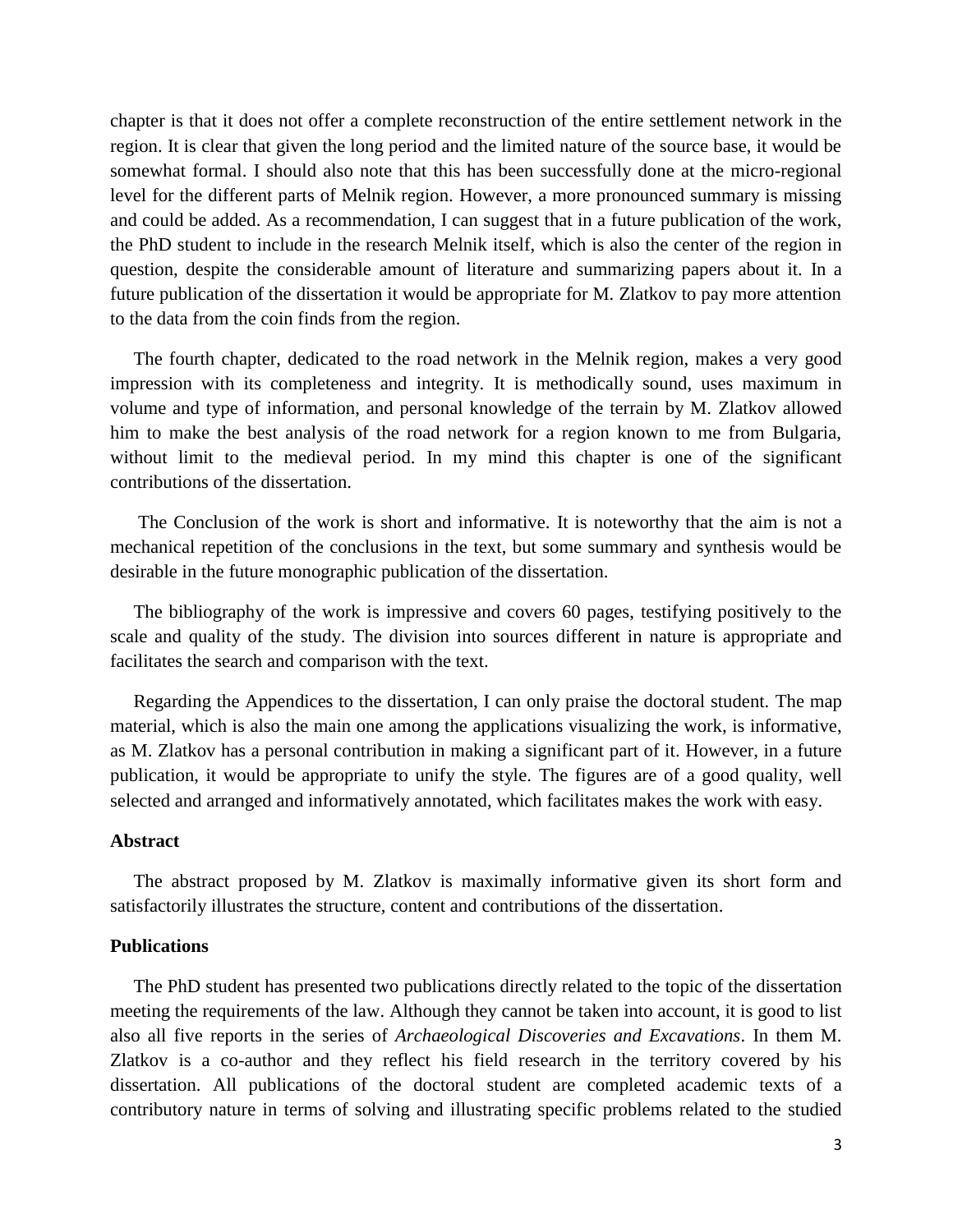chapter is that it does not offer a complete reconstruction of the entire settlement network in the region. It is clear that given the long period and the limited nature of the source base, it would be somewhat formal. I should also note that this has been successfully done at the micro-regional level for the different parts of Melnik region. However, a more pronounced summary is missing and could be added. As a recommendation, I can suggest that in a future publication of the work, the PhD student to include in the research Melnik itself, which is also the center of the region in question, despite the considerable amount of literature and summarizing papers about it. In a future publication of the dissertation it would be appropriate for M. Zlatkov to pay more attention to the data from the coin finds from the region.

The fourth chapter, dedicated to the road network in the Melnik region, makes a very good impression with its completeness and integrity. It is methodically sound, uses maximum in volume and type of information, and personal knowledge of the terrain by M. Zlatkov allowed him to make the best analysis of the road network for a region known to me from Bulgaria, without limit to the medieval period. In my mind this chapter is one of the significant contributions of the dissertation.

The Conclusion of the work is short and informative. It is noteworthy that the aim is not a mechanical repetition of the conclusions in the text, but some summary and synthesis would be desirable in the future monographic publication of the dissertation.

The bibliography of the work is impressive and covers 60 pages, testifying positively to the scale and quality of the study. The division into sources different in nature is appropriate and facilitates the search and comparison with the text.

Regarding the Appendices to the dissertation, I can only praise the doctoral student. The map material, which is also the main one among the applications visualizing the work, is informative, as M. Zlatkov has a personal contribution in making a significant part of it. However, in a future publication, it would be appropriate to unify the style. The figures are of a good quality, well selected and arranged and informatively annotated, which facilitates makes the work with easy.

**Abstract**

The abstract proposed by M. Zlatkov is maximally informative given its short form and satisfactorily illustrates the structure, content and contributions of the dissertation.

**Publications**

The PhD student has presented two publications directly related to the topic of the dissertation meeting the requirements of the law. Although they cannot be taken into account, it is good to list also all five reports in the series of *Archaeological Discoveries and Excavations*. In them M. Zlatkov is a co-author and they reflect his field research in the territory covered by his dissertation. All publications of the doctoral student are completed academic texts of a contributory nature in terms of solving and illustrating specific problems related to the studied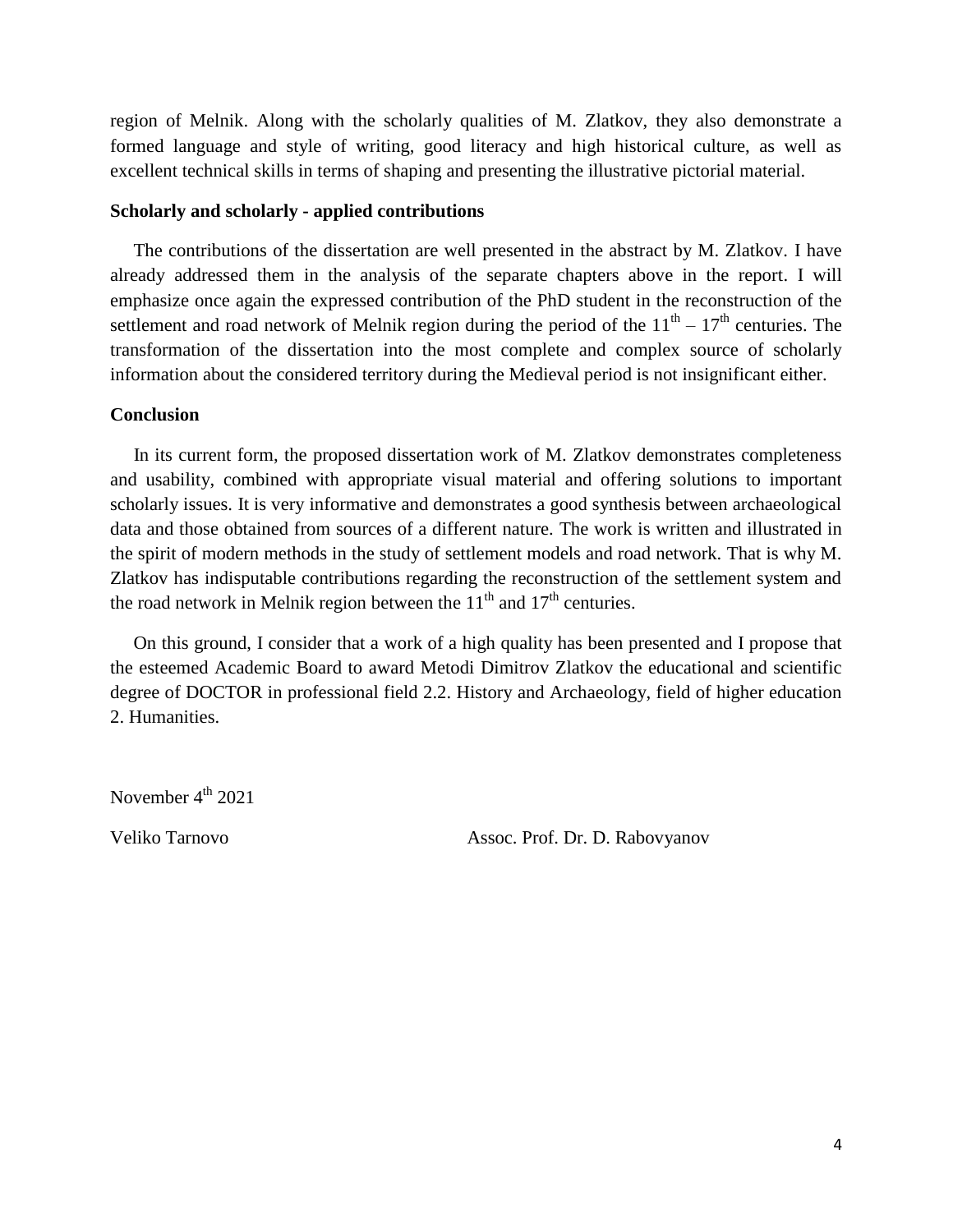region of Melnik. Along with the scholarly qualities of M. Zlatkov, they also demonstrate a formed language and style of writing, good literacy and high historical culture, as well as excellent technical skills in terms of shaping and presenting the illustrative pictorial material.

**Scholarly and scholarly - applied contributions**

The contributions of the dissertation are well presented in the abstract by M. Zlatkov. I have already addressed them in the analysis of the separate chapters above in the report. I will emphasize once again the expressed contribution of the PhD student in the reconstruction of the settlement and road network of Melnik region during the period of the 11th – 17th centuries. The transformation of the dissertation into the most complete and complex source of scholarly information about the considered territory during the Medieval period is not insignificant either.

**Conclusion**

In its current form, the proposed dissertation work of M. Zlatkov demonstrates completeness and usability, combined with appropriate visual material and offering solutions to important scholarly issues. It is very informative and demonstrates a good synthesis between archaeological data and those obtained from sources of a different nature. The work is written and illustrated in the spirit of modern methods in the study of settlement models and road network. That is why M. Zlatkov has indisputable contributions regarding the reconstruction of the settlement system and the road network in Melnik region between the 11th and 17th centuries.

On this ground, I consider that a work of a high quality has been presented and I propose that the esteemed Academic Board to award Metodi Dimitrov Zlatkov the educational and scientific degree of DOCTOR in professional field 2.2. History and Archaeology, field of higher education 2. Humanities.

November 4th 2021

Veliko Tarnovo Assoc. Prof. Dr. D. Rabovyanov